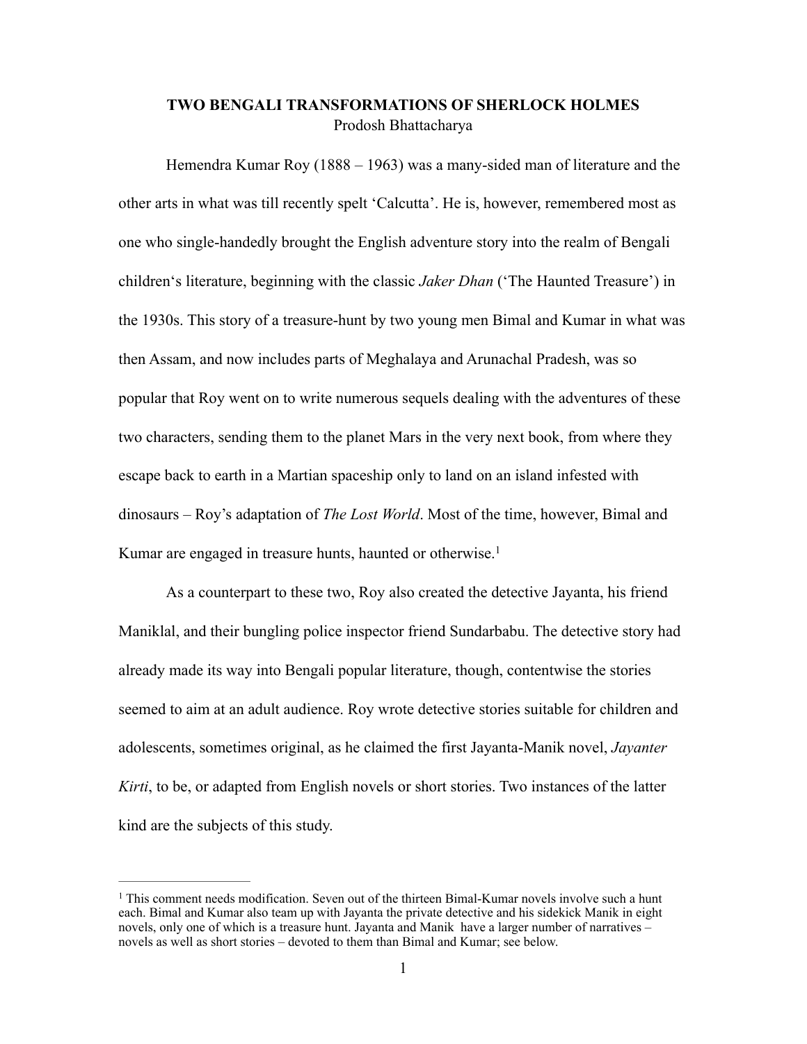# TWO BENGALI TRANSFORMATIONS OF SHERLOCK HOLMES

Prodosh Bhattacharya

Hemendra Kumar Roy (1888 – 1963) was a many-sided man of literature and the other arts in what was till recently spelt 'Calcutta'. He is, however, remembered most as one who single-handedly brought the English adventure story into the realm of Bengali children's literature, beginning with the classic *Jaker Dhan* ('The Haunted Treasure') in the 1930s. This story of a treasure-hunt by two young men Bimal and Kumar in what was then Assam, and now includes parts of Meghalaya and Arunachal Pradesh, was so popular that Roy went on to write numerous sequels dealing with the adventures of these two characters, sending them to the planet Mars in the very next book, from where they escape back to earth in a Martian spaceship only to land on an island infested with dinosaurs – Roy's adaptation of *The Lost World*. Most of the time, however, Bimal and Kumar are engaged in treasure hunts, haunted or otherwise.[1]

As a counterpart to these two, Roy also created the detective Jayanta, his friend Maniklal, and their bungling police inspector friend Sundarbabu. The detective story had already made its way into Bengali popular literature, though, contentwise the stories seemed to aim at an adult audience. Roy wrote detective stories suitable for children and adolescents, sometimes original, as he claimed the first Jayanta-Manik novel, *Jayanter Kirti*, to be, or adapted from English novels or short stories. Two instances of the latter kind are the subjects of this study.

---

[1] This comment needs modification. Seven out of the thirteen Bimal-Kumar novels involve such a hunt each. Bimal and Kumar also team up with Jayanta the private detective and his sidekick Manik in eight novels, only one of which is a treasure hunt. Jayanta and Manik have a larger number of narratives – novels as well as short stories – devoted to them than Bimal and Kumar; see below.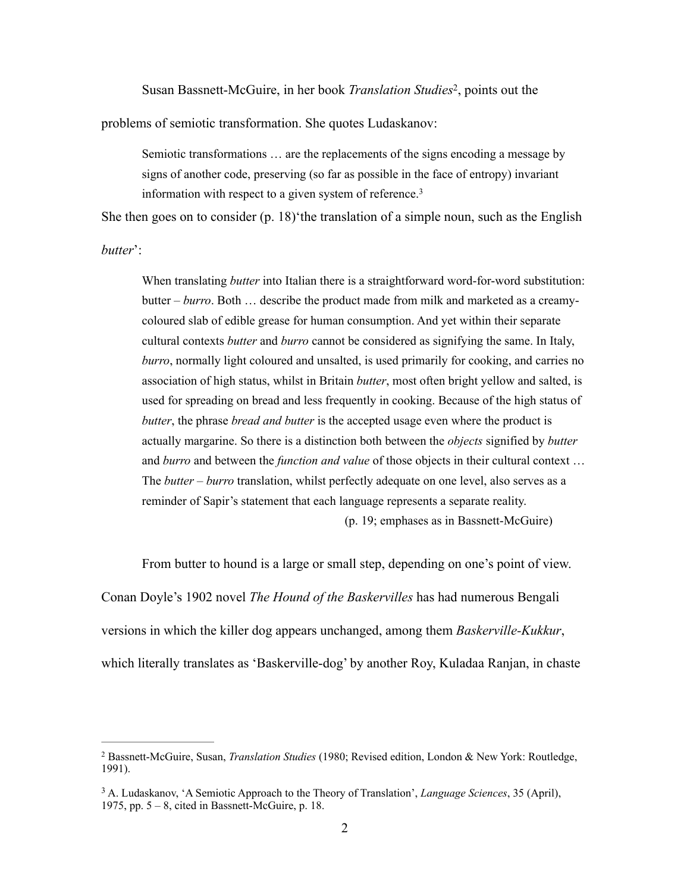Susan Bassnett-McGuire, in her book *Translation Studies*[2], points out the problems of semiotic transformation. She quotes Ludaskanov:

> Semiotic transformations … are the replacements of the signs encoding a message by signs of another code, preserving (so far as possible in the face of entropy) invariant information with respect to a given system of reference.[3]

She then goes on to consider (p. 18)'the translation of a simple noun, such as the English *butter*':

> When translating *butter* into Italian there is a straightforward word-for-word substitution: butter – *burro*. Both … describe the product made from milk and marketed as a creamy-coloured slab of edible grease for human consumption. And yet within their separate cultural contexts *butter* and *burro* cannot be considered as signifying the same. In Italy, *burro*, normally light coloured and unsalted, is used primarily for cooking, and carries no association of high status, whilst in Britain *butter*, most often bright yellow and salted, is used for spreading on bread and less frequently in cooking. Because of the high status of *butter*, the phrase *bread and butter* is the accepted usage even where the product is actually margarine. So there is a distinction both between the *objects* signified by *butter* and *burro* and between the *function and value* of those objects in their cultural context … The *butter* – *burro* translation, whilst perfectly adequate on one level, also serves as a reminder of Sapir's statement that each language represents a separate reality.
>
> (p. 19; emphases as in Bassnett-McGuire)

From butter to hound is a large or small step, depending on one's point of view. Conan Doyle's 1902 novel *The Hound of the Baskervilles* has had numerous Bengali versions in which the killer dog appears unchanged, among them *Baskerville-Kukkur*, which literally translates as 'Baskerville-dog' by another Roy, Kuladaa Ranjan, in chaste

---

[2] Bassnett-McGuire, Susan, *Translation Studies* (1980; Revised edition, London & New York: Routledge, 1991).

[3] A. Ludaskanov, 'A Semiotic Approach to the Theory of Translation', *Language Sciences*, 35 (April), 1975, pp. 5 – 8, cited in Bassnett-McGuire, p. 18.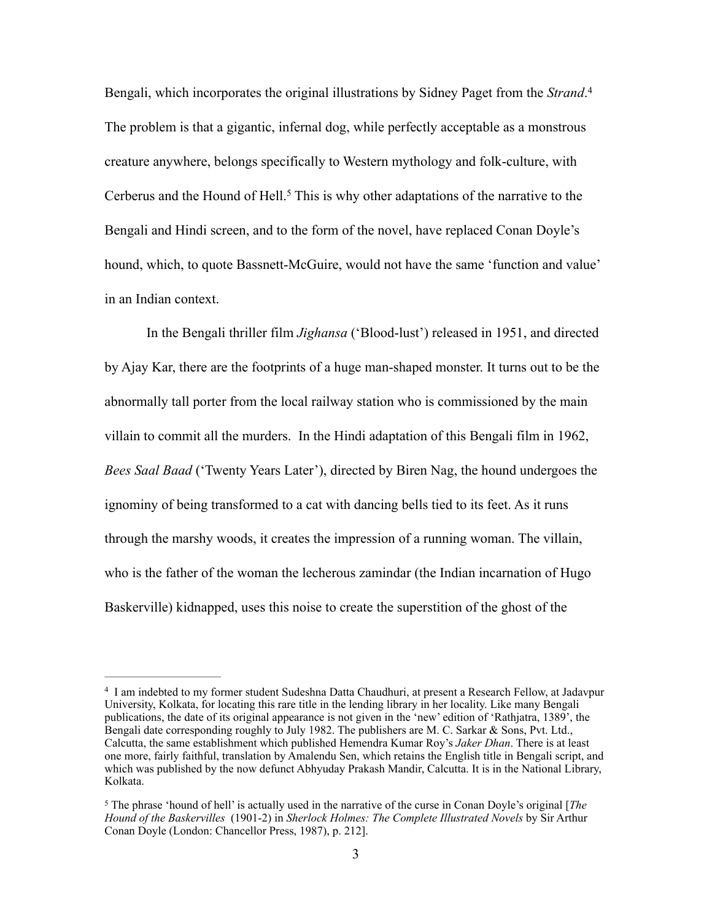Bengali, which incorporates the original illustrations by Sidney Paget from the *Strand*.[4] The problem is that a gigantic, infernal dog, while perfectly acceptable as a monstrous creature anywhere, belongs specifically to Western mythology and folk-culture, with Cerberus and the Hound of Hell.[5] This is why other adaptations of the narrative to the Bengali and Hindi screen, and to the form of the novel, have replaced Conan Doyle's hound, which, to quote Bassnett-McGuire, would not have the same 'function and value' in an Indian context.

In the Bengali thriller film *Jighansa* ('Blood-lust') released in 1951, and directed by Ajay Kar, there are the footprints of a huge man-shaped monster. It turns out to be the abnormally tall porter from the local railway station who is commissioned by the main villain to commit all the murders. In the Hindi adaptation of this Bengali film in 1962, *Bees Saal Baad* ('Twenty Years Later'), directed by Biren Nag, the hound undergoes the ignominy of being transformed to a cat with dancing bells tied to its feet. As it runs through the marshy woods, it creates the impression of a running woman. The villain, who is the father of the woman the lecherous zamindar (the Indian incarnation of Hugo Baskerville) kidnapped, uses this noise to create the superstition of the ghost of the

---

[4] I am indebted to my former student Sudeshna Datta Chaudhuri, at present a Research Fellow, at Jadavpur University, Kolkata, for locating this rare title in the lending library in her locality. Like many Bengali publications, the date of its original appearance is not given in the 'new' edition of 'Rathjatra, 1389', the Bengali date corresponding roughly to July 1982. The publishers are M. C. Sarkar & Sons, Pvt. Ltd., Calcutta, the same establishment which published Hemendra Kumar Roy's *Jaker Dhan*. There is at least one more, fairly faithful, translation by Amalendu Sen, which retains the English title in Bengali script, and which was published by the now defunct Abhyuday Prakash Mandir, Calcutta. It is in the National Library, Kolkata.

[5] The phrase 'hound of hell' is actually used in the narrative of the curse in Conan Doyle's original [*The Hound of the Baskervilles* (1901-2) in *Sherlock Holmes: The Complete Illustrated Novels* by Sir Arthur Conan Doyle (London: Chancellor Press, 1987), p. 212].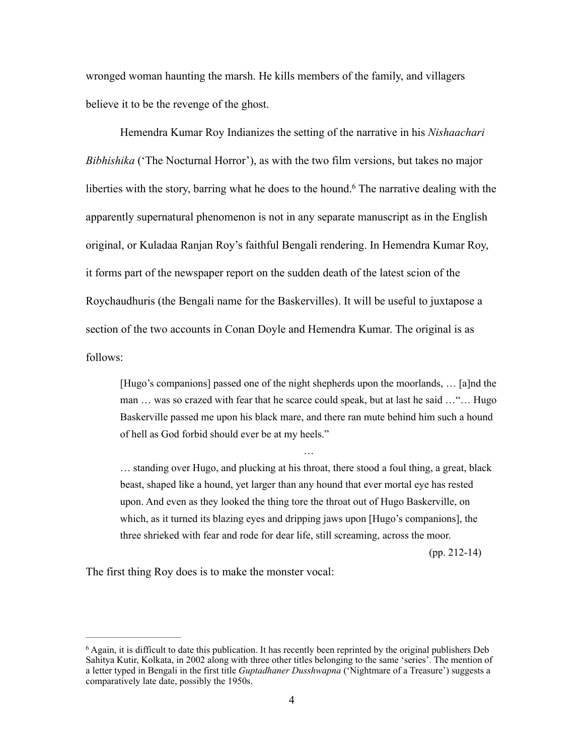wronged woman haunting the marsh. He kills members of the family, and villagers believe it to be the revenge of the ghost.

Hemendra Kumar Roy Indianizes the setting of the narrative in his *Nishaachari Bibhishika* ('The Nocturnal Horror'), as with the two film versions, but takes no major liberties with the story, barring what he does to the hound.[6] The narrative dealing with the apparently supernatural phenomenon is not in any separate manuscript as in the English original, or Kuladaa Ranjan Roy's faithful Bengali rendering. In Hemendra Kumar Roy, it forms part of the newspaper report on the sudden death of the latest scion of the Roychaudhuris (the Bengali name for the Baskervilles). It will be useful to juxtapose a section of the two accounts in Conan Doyle and Hemendra Kumar. The original is as follows:

> [Hugo's companions] passed one of the night shepherds upon the moorlands, … [a]nd the man … was so crazed with fear that he scarce could speak, but at last he said …"… Hugo Baskerville passed me upon his black mare, and there ran mute behind him such a hound of hell as God forbid should ever be at my heels."
>
> …
>
> … standing over Hugo, and plucking at his throat, there stood a foul thing, a great, black beast, shaped like a hound, yet larger than any hound that ever mortal eye has rested upon. And even as they looked the thing tore the throat out of Hugo Baskerville, on which, as it turned its blazing eyes and dripping jaws upon [Hugo's companions], the three shrieked with fear and rode for dear life, still screaming, across the moor.
>
> (pp. 212-14)

The first thing Roy does is to make the monster vocal:

---

[6] Again, it is difficult to date this publication. It has recently been reprinted by the original publishers Deb Sahitya Kutir, Kolkata, in 2002 along with three other titles belonging to the same 'series'. The mention of a letter typed in Bengali in the first title *Guptadhaner Dusshwapna* ('Nightmare of a Treasure') suggests a comparatively late date, possibly the 1950s.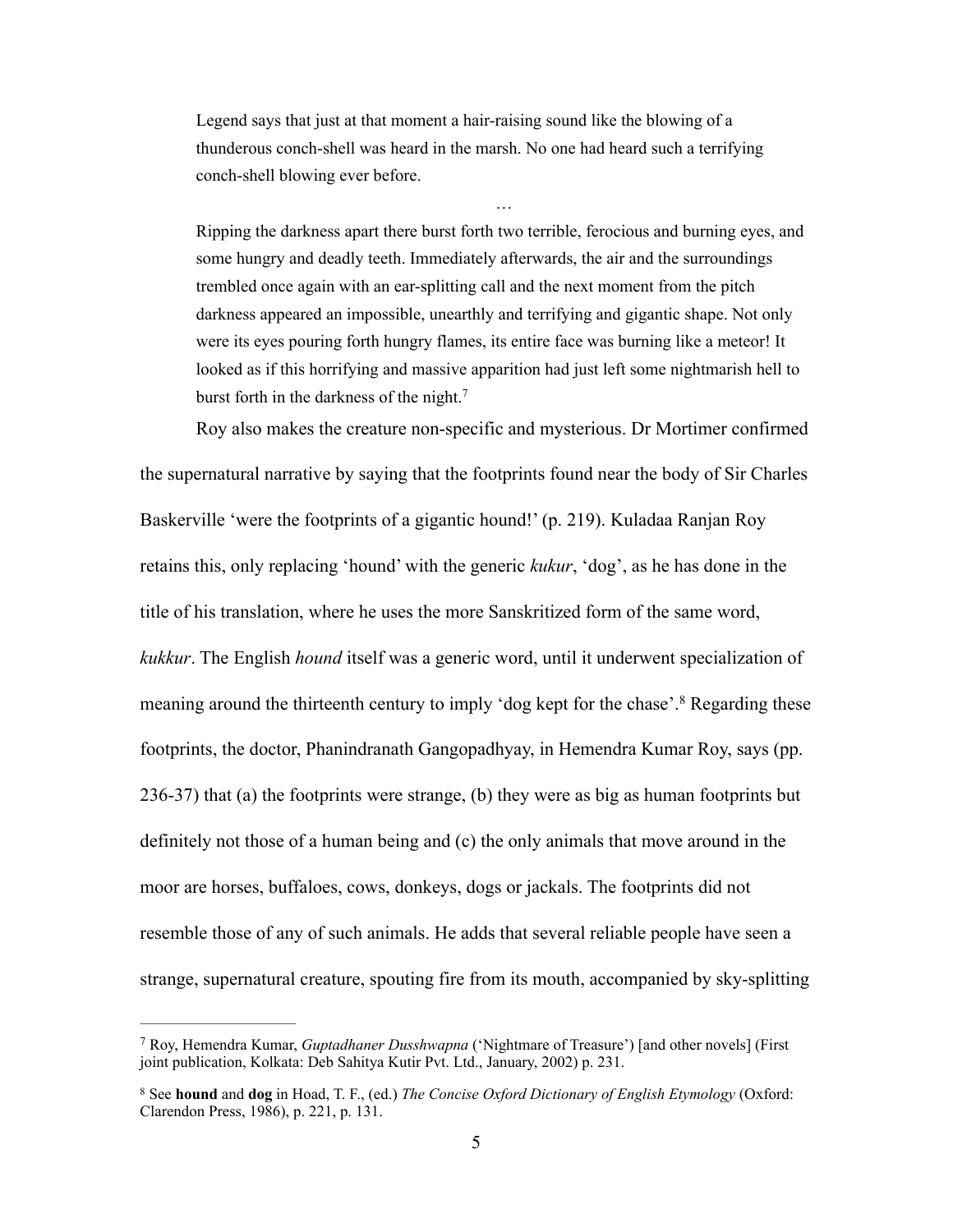> Legend says that just at that moment a hair-raising sound like the blowing of a thunderous conch-shell was heard in the marsh. No one had heard such a terrifying conch-shell blowing ever before.
>
> …
>
> Ripping the darkness apart there burst forth two terrible, ferocious and burning eyes, and some hungry and deadly teeth. Immediately afterwards, the air and the surroundings trembled once again with an ear-splitting call and the next moment from the pitch darkness appeared an impossible, unearthly and terrifying and gigantic shape. Not only were its eyes pouring forth hungry flames, its entire face was burning like a meteor! It looked as if this horrifying and massive apparition had just left some nightmarish hell to burst forth in the darkness of the night.[7]

Roy also makes the creature non-specific and mysterious. Dr Mortimer confirmed the supernatural narrative by saying that the footprints found near the body of Sir Charles Baskerville 'were the footprints of a gigantic hound!' (p. 219). Kuladaa Ranjan Roy retains this, only replacing 'hound' with the generic *kukur*, 'dog', as he has done in the title of his translation, where he uses the more Sanskritized form of the same word, *kukkur*. The English *hound* itself was a generic word, until it underwent specialization of meaning around the thirteenth century to imply 'dog kept for the chase'.[8] Regarding these footprints, the doctor, Phanindranath Gangopadhyay, in Hemendra Kumar Roy, says (pp. 236-37) that (a) the footprints were strange, (b) they were as big as human footprints but definitely not those of a human being and (c) the only animals that move around in the moor are horses, buffaloes, cows, donkeys, dogs or jackals. The footprints did not resemble those of any of such animals. He adds that several reliable people have seen a strange, supernatural creature, spouting fire from its mouth, accompanied by sky-splitting

---

[7] Roy, Hemendra Kumar, *Guptadhaner Dusshwapna* ('Nightmare of Treasure') [and other novels] (First joint publication, Kolkata: Deb Sahitya Kutir Pvt. Ltd., January, 2002) p. 231.

[8] See **hound** and **dog** in Hoad, T. F., (ed.) *The Concise Oxford Dictionary of English Etymology* (Oxford: Clarendon Press, 1986), p. 221, p. 131.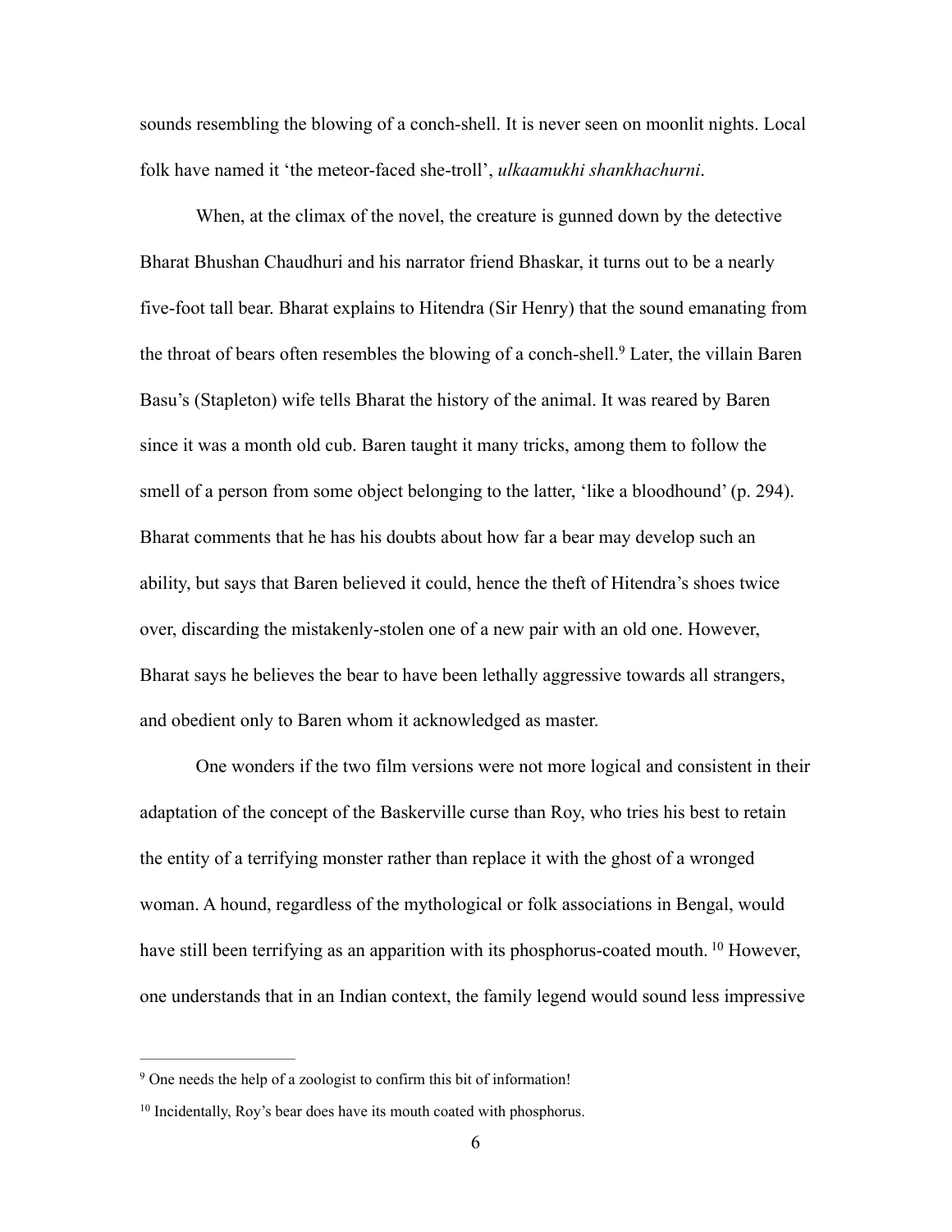sounds resembling the blowing of a conch-shell. It is never seen on moonlit nights. Local folk have named it 'the meteor-faced she-troll', *ulkaamukhi shankhachurni*.

When, at the climax of the novel, the creature is gunned down by the detective Bharat Bhushan Chaudhuri and his narrator friend Bhaskar, it turns out to be a nearly five-foot tall bear. Bharat explains to Hitendra (Sir Henry) that the sound emanating from the throat of bears often resembles the blowing of a conch-shell.[9] Later, the villain Baren Basu's (Stapleton) wife tells Bharat the history of the animal. It was reared by Baren since it was a month old cub. Baren taught it many tricks, among them to follow the smell of a person from some object belonging to the latter, 'like a bloodhound' (p. 294). Bharat comments that he has his doubts about how far a bear may develop such an ability, but says that Baren believed it could, hence the theft of Hitendra's shoes twice over, discarding the mistakenly-stolen one of a new pair with an old one. However, Bharat says he believes the bear to have been lethally aggressive towards all strangers, and obedient only to Baren whom it acknowledged as master.

One wonders if the two film versions were not more logical and consistent in their adaptation of the concept of the Baskerville curse than Roy, who tries his best to retain the entity of a terrifying monster rather than replace it with the ghost of a wronged woman. A hound, regardless of the mythological or folk associations in Bengal, would have still been terrifying as an apparition with its phosphorus-coated mouth.[10] However, one understands that in an Indian context, the family legend would sound less impressive

---

[9] One needs the help of a zoologist to confirm this bit of information!

[10] Incidentally, Roy's bear does have its mouth coated with phosphorus.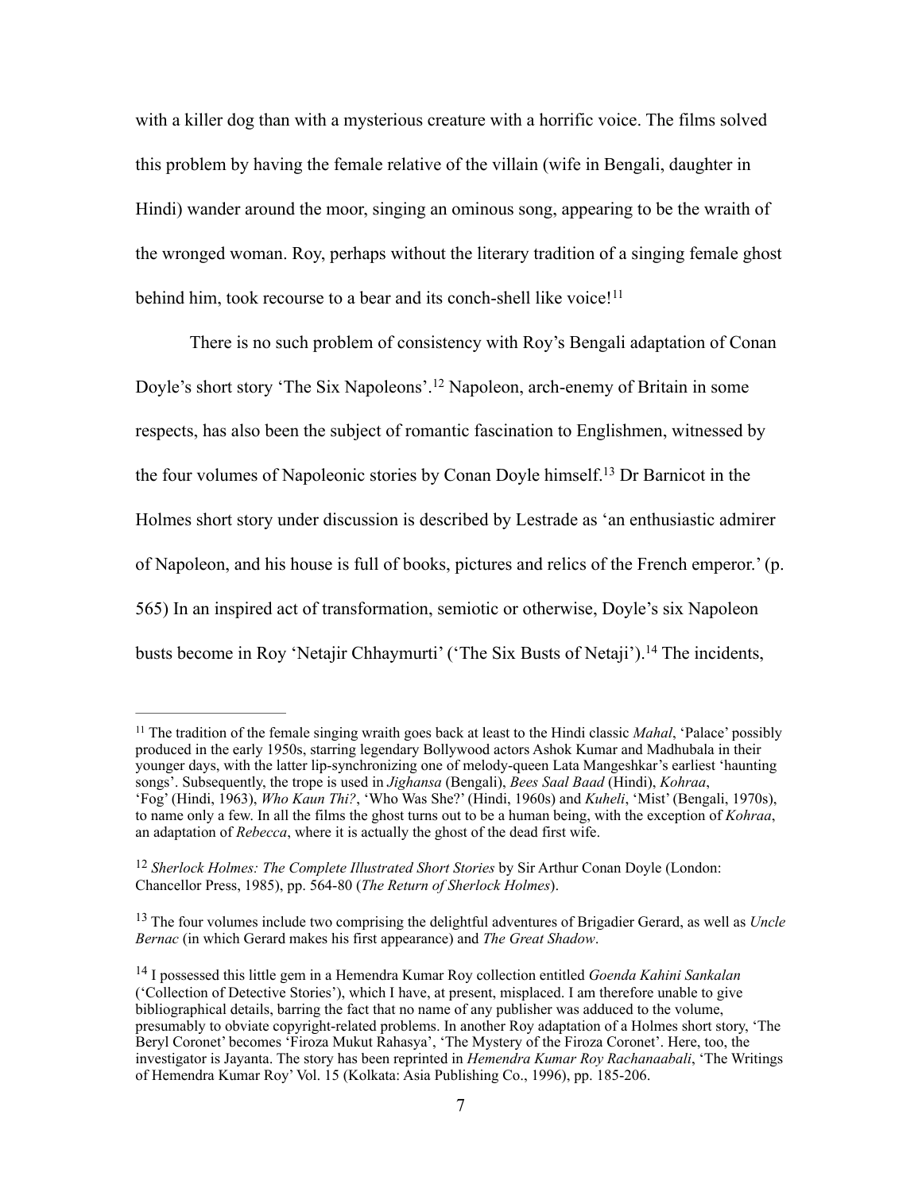with a killer dog than with a mysterious creature with a horrific voice. The films solved this problem by having the female relative of the villain (wife in Bengali, daughter in Hindi) wander around the moor, singing an ominous song, appearing to be the wraith of the wronged woman. Roy, perhaps without the literary tradition of a singing female ghost behind him, took recourse to a bear and its conch-shell like voice![11]

There is no such problem of consistency with Roy's Bengali adaptation of Conan Doyle's short story 'The Six Napoleons'.[12] Napoleon, arch-enemy of Britain in some respects, has also been the subject of romantic fascination to Englishmen, witnessed by the four volumes of Napoleonic stories by Conan Doyle himself.[13] Dr Barnicot in the Holmes short story under discussion is described by Lestrade as 'an enthusiastic admirer of Napoleon, and his house is full of books, pictures and relics of the French emperor.' (p. 565) In an inspired act of transformation, semiotic or otherwise, Doyle's six Napoleon busts become in Roy 'Netajir Chhaymurti' ('The Six Busts of Netaji').[14] The incidents,

---

[11] The tradition of the female singing wraith goes back at least to the Hindi classic *Mahal*, 'Palace' possibly produced in the early 1950s, starring legendary Bollywood actors Ashok Kumar and Madhubala in their younger days, with the latter lip-synchronizing one of melody-queen Lata Mangeshkar's earliest 'haunting songs'. Subsequently, the trope is used in *Jighansa* (Bengali), *Bees Saal Baad* (Hindi), *Kohraa*, 'Fog' (Hindi, 1963), *Who Kaun Thi?*, 'Who Was She?' (Hindi, 1960s) and *Kuheli*, 'Mist' (Bengali, 1970s), to name only a few. In all the films the ghost turns out to be a human being, with the exception of *Kohraa*, an adaptation of *Rebecca*, where it is actually the ghost of the dead first wife.

[12] *Sherlock Holmes: The Complete Illustrated Short Stories* by Sir Arthur Conan Doyle (London: Chancellor Press, 1985), pp. 564-80 (*The Return of Sherlock Holmes*).

[13] The four volumes include two comprising the delightful adventures of Brigadier Gerard, as well as *Uncle Bernac* (in which Gerard makes his first appearance) and *The Great Shadow*.

[14] I possessed this little gem in a Hemendra Kumar Roy collection entitled *Goenda Kahini Sankalan* ('Collection of Detective Stories'), which I have, at present, misplaced. I am therefore unable to give bibliographical details, barring the fact that no name of any publisher was adduced to the volume, presumably to obviate copyright-related problems. In another Roy adaptation of a Holmes short story, 'The Beryl Coronet' becomes 'Firoza Mukut Rahasya', 'The Mystery of the Firoza Coronet'. Here, too, the investigator is Jayanta. The story has been reprinted in *Hemendra Kumar Roy Rachanaabali*, 'The Writings of Hemendra Kumar Roy' Vol. 15 (Kolkata: Asia Publishing Co., 1996), pp. 185-206.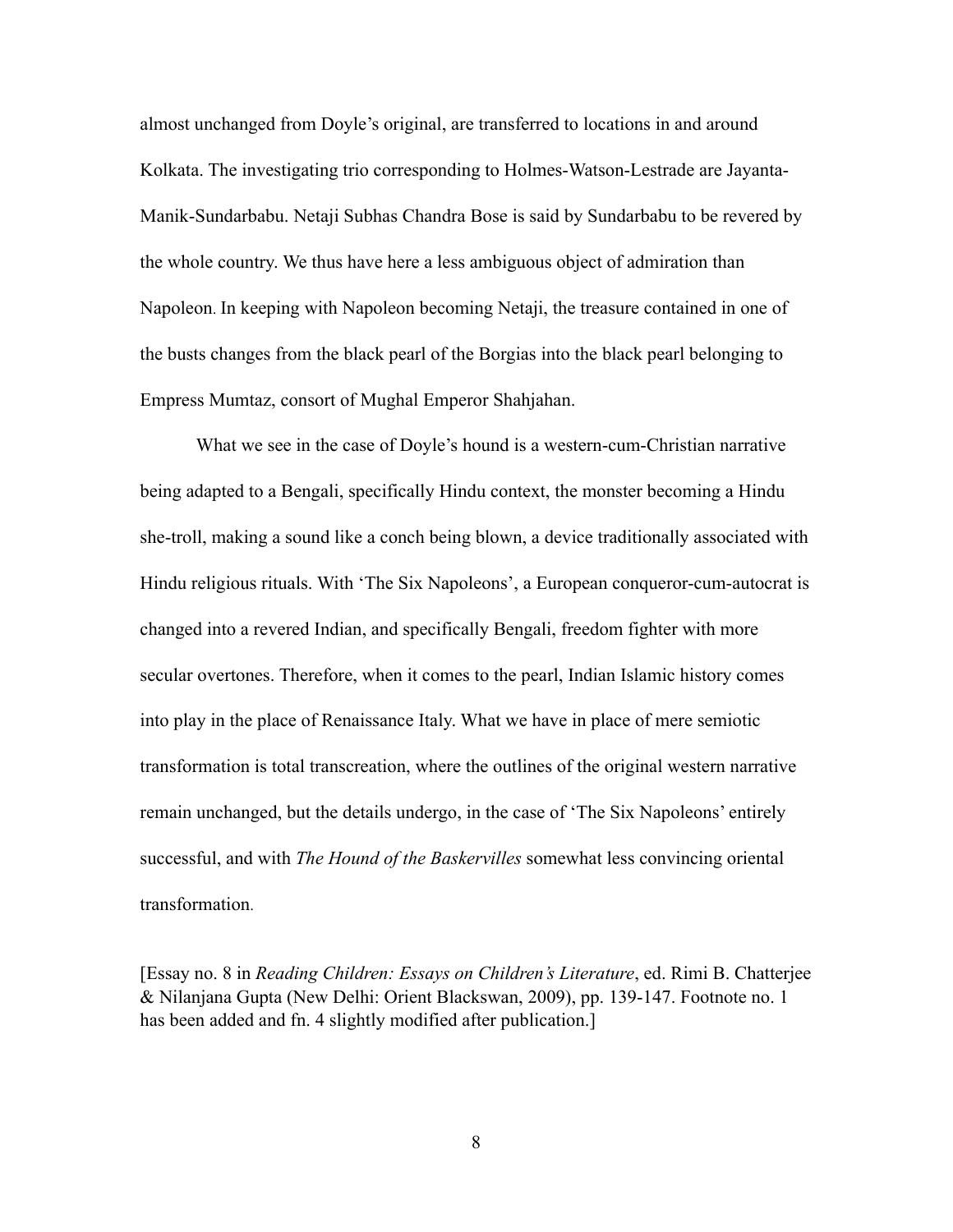almost unchanged from Doyle's original, are transferred to locations in and around Kolkata. The investigating trio corresponding to Holmes-Watson-Lestrade are Jayanta-Manik-Sundarbabu. Netaji Subhas Chandra Bose is said by Sundarbabu to be revered by the whole country. We thus have here a less ambiguous object of admiration than Napoleon. In keeping with Napoleon becoming Netaji, the treasure contained in one of the busts changes from the black pearl of the Borgias into the black pearl belonging to Empress Mumtaz, consort of Mughal Emperor Shahjahan.

What we see in the case of Doyle's hound is a western-cum-Christian narrative being adapted to a Bengali, specifically Hindu context, the monster becoming a Hindu she-troll, making a sound like a conch being blown, a device traditionally associated with Hindu religious rituals. With 'The Six Napoleons', a European conqueror-cum-autocrat is changed into a revered Indian, and specifically Bengali, freedom fighter with more secular overtones. Therefore, when it comes to the pearl, Indian Islamic history comes into play in the place of Renaissance Italy. What we have in place of mere semiotic transformation is total transcreation, where the outlines of the original western narrative remain unchanged, but the details undergo, in the case of 'The Six Napoleons' entirely successful, and with *The Hound of the Baskervilles* somewhat less convincing oriental transformation.

[Essay no. 8 in *Reading Children: Essays on Children's Literature*, ed. Rimi B. Chatterjee & Nilanjana Gupta (New Delhi: Orient Blackswan, 2009), pp. 139-147. Footnote no. 1 has been added and fn. 4 slightly modified after publication.]